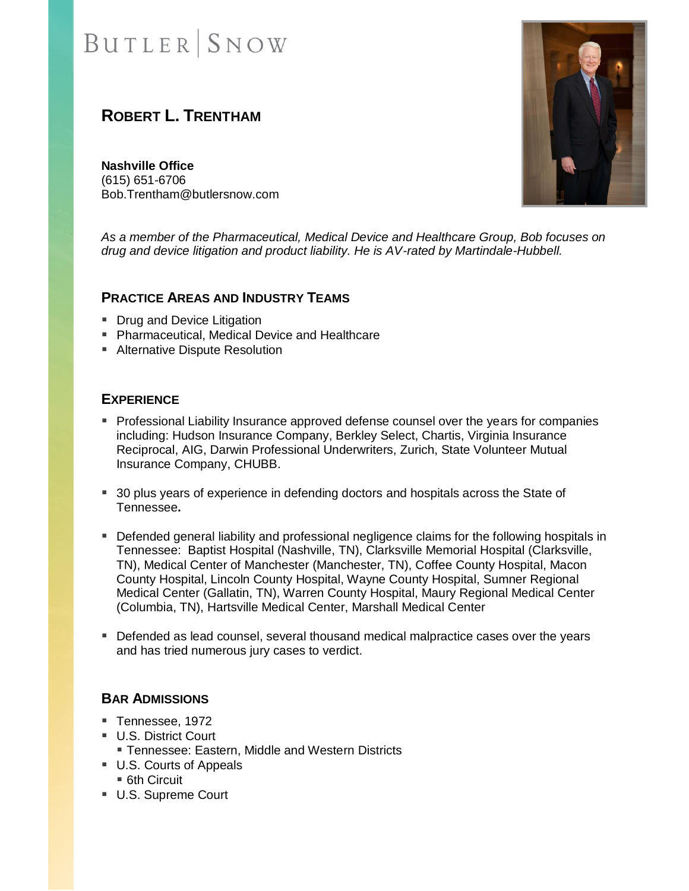BUTLER | SNOW

# ROBERT L. TRENTHAM

**Nashville Office**
(615) 651-6706
Bob.Trentham@butlersnow.com

*As a member of the Pharmaceutical, Medical Device and Healthcare Group, Bob focuses on drug and device litigation and product liability. He is AV-rated by Martindale-Hubbell.*

## PRACTICE AREAS AND INDUSTRY TEAMS

- Drug and Device Litigation
- Pharmaceutical, Medical Device and Healthcare
- Alternative Dispute Resolution

## EXPERIENCE

- Professional Liability Insurance approved defense counsel over the years for companies including: Hudson Insurance Company, Berkley Select, Chartis, Virginia Insurance Reciprocal, AIG, Darwin Professional Underwriters, Zurich, State Volunteer Mutual Insurance Company, CHUBB.

- 30 plus years of experience in defending doctors and hospitals across the State of Tennessee**.**

- Defended general liability and professional negligence claims for the following hospitals in Tennessee: Baptist Hospital (Nashville, TN), Clarksville Memorial Hospital (Clarksville, TN), Medical Center of Manchester (Manchester, TN), Coffee County Hospital, Macon County Hospital, Lincoln County Hospital, Wayne County Hospital, Sumner Regional Medical Center (Gallatin, TN), Warren County Hospital, Maury Regional Medical Center (Columbia, TN), Hartsville Medical Center, Marshall Medical Center

- Defended as lead counsel, several thousand medical malpractice cases over the years and has tried numerous jury cases to verdict.

## BAR ADMISSIONS

- Tennessee, 1972
- U.S. District Court
  - Tennessee: Eastern, Middle and Western Districts
- U.S. Courts of Appeals
  - 6th Circuit
- U.S. Supreme Court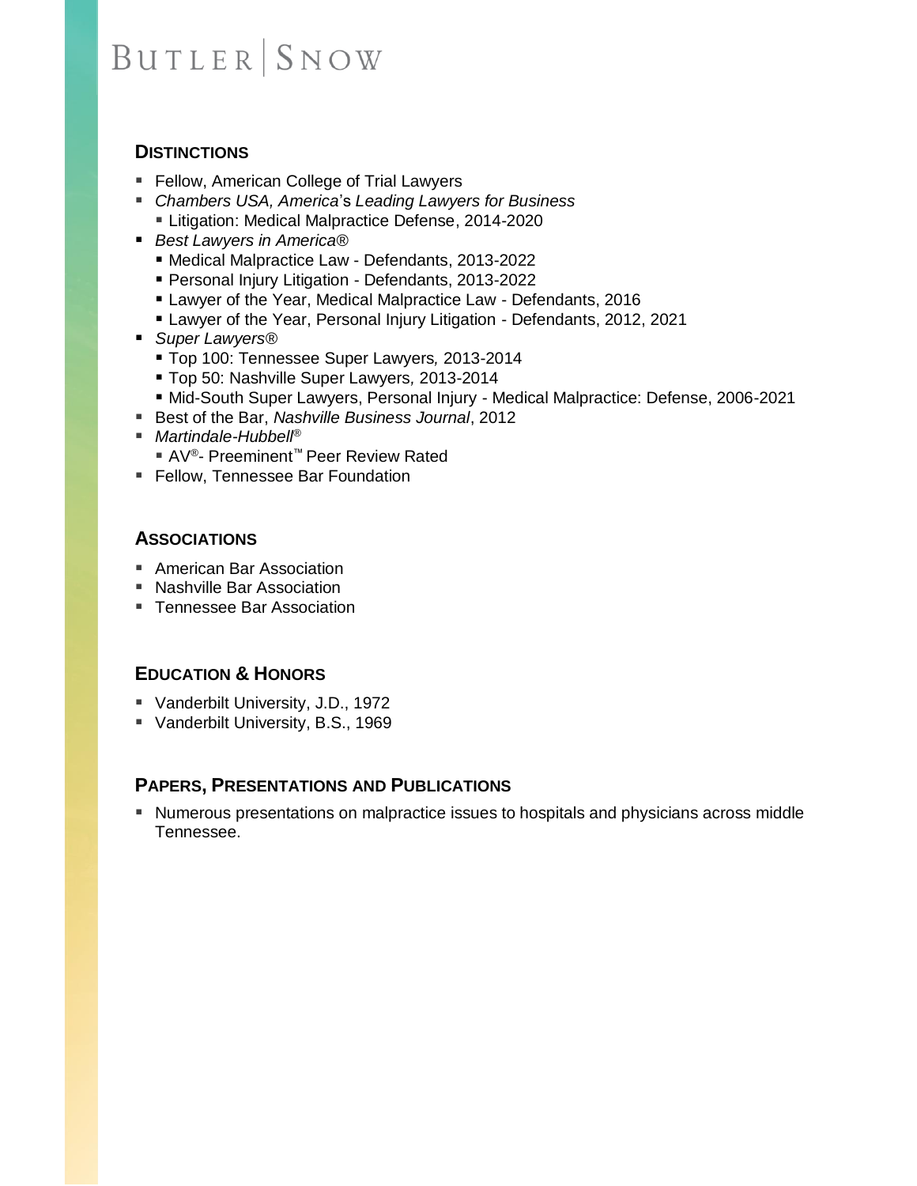## Distinctions

- Fellow, American College of Trial Lawyers
- *Chambers USA, America*'s *Leading Lawyers for Business*
  - Litigation: Medical Malpractice Defense, 2014-2020
- *Best Lawyers in America®*
  - Medical Malpractice Law - Defendants, 2013-2022
  - Personal Injury Litigation - Defendants, 2013-2022
  - Lawyer of the Year, Medical Malpractice Law - Defendants, 2016
  - Lawyer of the Year, Personal Injury Litigation - Defendants, 2012, 2021
- *Super Lawyers®*
  - Top 100: Tennessee Super Lawyers, 2013-2014
  - Top 50: Nashville Super Lawyers, 2013-2014
  - Mid-South Super Lawyers, Personal Injury - Medical Malpractice: Defense, 2006-2021
- Best of the Bar, *Nashville Business Journal*, 2012
- *Martindale-Hubbell®*
  - AV®- Preeminent™ Peer Review Rated
- Fellow, Tennessee Bar Foundation

## Associations

- American Bar Association
- Nashville Bar Association
- Tennessee Bar Association

## Education & Honors

- Vanderbilt University, J.D., 1972
- Vanderbilt University, B.S., 1969

## Papers, Presentations and Publications

- Numerous presentations on malpractice issues to hospitals and physicians across middle Tennessee.